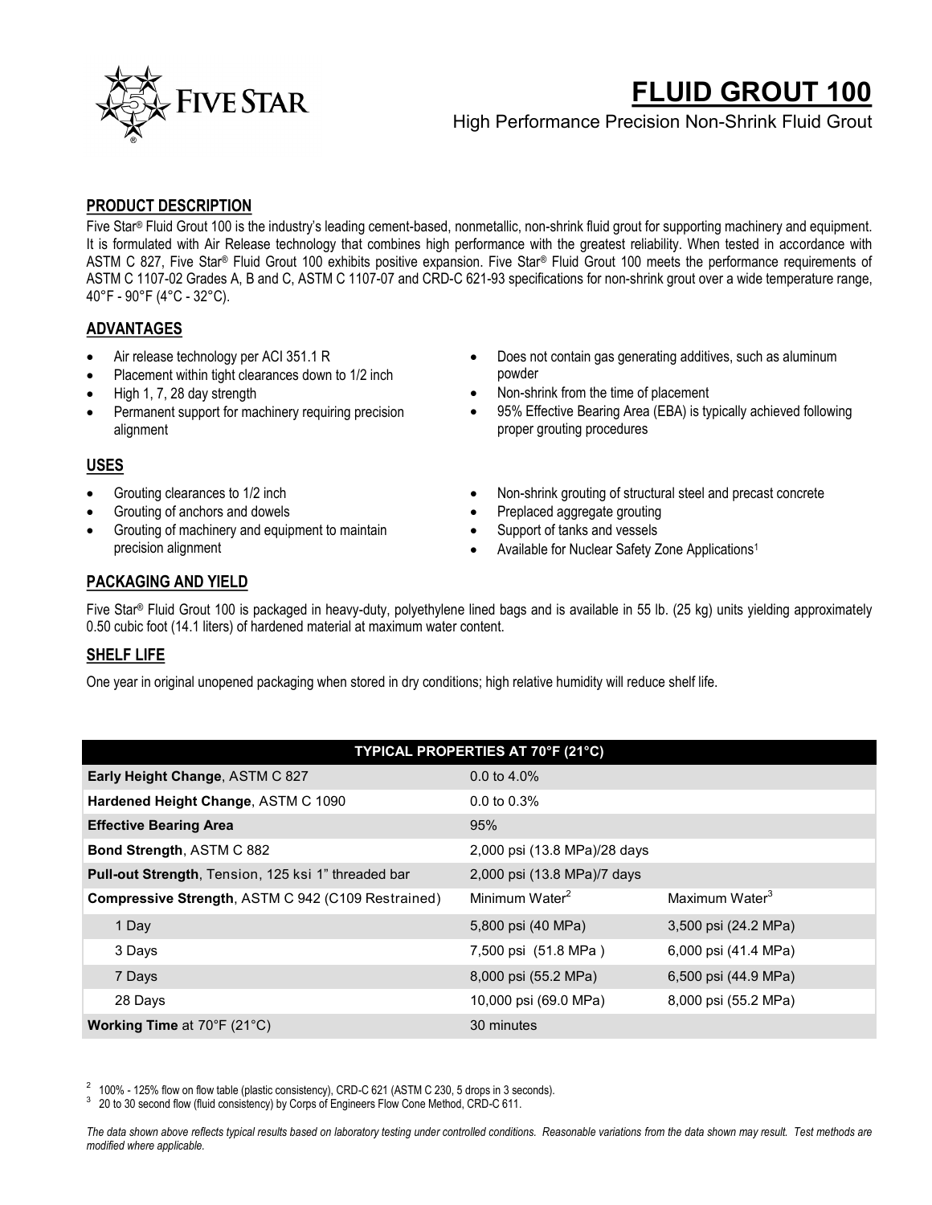# FLUID GROUT 100

High Performance Precision Non-Shrink Fluid Grout

## PRODUCT DESCRIPTION

Five Star® Fluid Grout 100 is the industry's leading cement-based, nonmetallic, non-shrink fluid grout for supporting machinery and equipment. It is formulated with Air Release technology that combines high performance with the greatest reliability. When tested in accordance with ASTM C 827, Five Star® Fluid Grout 100 exhibits positive expansion. Five Star® Fluid Grout 100 meets the performance requirements of ASTM C 1107-02 Grades A, B and C, ASTM C 1107-07 and CRD-C 621-93 specifications for non-shrink grout over a wide temperature range, 40°F - 90°F (4°C - 32°C).

## ADVANTAGES

- Air release technology per ACI 351.1 R
- Placement within tight clearances down to 1/2 inch
- High 1, 7, 28 day strength
- Permanent support for machinery requiring precision alignment
- Does not contain gas generating additives, such as aluminum powder
- Non-shrink from the time of placement
- 95% Effective Bearing Area (EBA) is typically achieved following proper grouting procedures

## USES

- Grouting clearances to 1/2 inch
- Grouting of anchors and dowels
- Grouting of machinery and equipment to maintain precision alignment
- Non-shrink grouting of structural steel and precast concrete
- Preplaced aggregate grouting
- Support of tanks and vessels
- Available for Nuclear Safety Zone Applications[1]

## PACKAGING AND YIELD

Five Star® Fluid Grout 100 is packaged in heavy-duty, polyethylene lined bags and is available in 55 lb. (25 kg) units yielding approximately 0.50 cubic foot (14.1 liters) of hardened material at maximum water content.

## SHELF LIFE

One year in original unopened packaging when stored in dry conditions; high relative humidity will reduce shelf life.

| TYPICAL PROPERTIES AT 70°F (21°C) | | |
|---|---|---|
| **Early Height Change**, ASTM C 827 | 0.0 to 4.0% | |
| **Hardened Height Change**, ASTM C 1090 | 0.0 to 0.3% | |
| **Effective Bearing Area** | 95% | |
| **Bond Strength**, ASTM C 882 | 2,000 psi (13.8 MPa)/28 days | |
| **Pull-out Strength**, Tension, 125 ksi 1" threaded bar | 2,000 psi (13.8 MPa)/7 days | |
| **Compressive Strength**, ASTM C 942 (C109 Restrained) | Minimum Water[2] | Maximum Water[3] |
| 1 Day | 5,800 psi (40 MPa) | 3,500 psi (24.2 MPa) |
| 3 Days | 7,500 psi (51.8 MPa ) | 6,000 psi (41.4 MPa) |
| 7 Days | 8,000 psi (55.2 MPa) | 6,500 psi (44.9 MPa) |
| 28 Days | 10,000 psi (69.0 MPa) | 8,000 psi (55.2 MPa) |
| **Working Time** at 70°F (21°C) | 30 minutes | |

[2] 100% - 125% flow on flow table (plastic consistency), CRD-C 621 (ASTM C 230, 5 drops in 3 seconds).

[3] 20 to 30 second flow (fluid consistency) by Corps of Engineers Flow Cone Method, CRD-C 611.

*The data shown above reflects typical results based on laboratory testing under controlled conditions. Reasonable variations from the data shown may result. Test methods are modified where applicable.*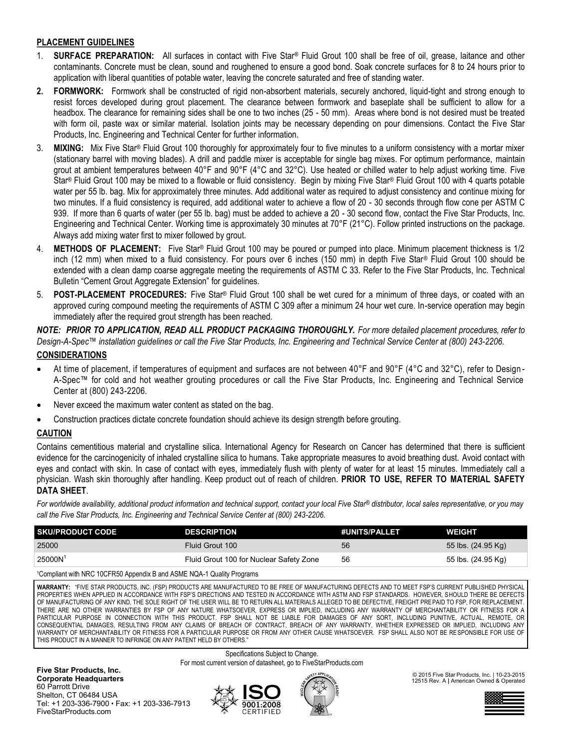## PLACEMENT GUIDELINES

1. **SURFACE PREPARATION:** All surfaces in contact with Five Star® Fluid Grout 100 shall be free of oil, grease, laitance and other contaminants. Concrete must be clean, sound and roughened to ensure a good bond. Soak concrete surfaces for 8 to 24 hours prior to application with liberal quantities of potable water, leaving the concrete saturated and free of standing water.
2. **FORMWORK:** Formwork shall be constructed of rigid non-absorbent materials, securely anchored, liquid-tight and strong enough to resist forces developed during grout placement. The clearance between formwork and baseplate shall be sufficient to allow for a headbox. The clearance for remaining sides shall be one to two inches (25 - 50 mm). Areas where bond is not desired must be treated with form oil, paste wax or similar material. Isolation joints may be necessary depending on pour dimensions. Contact the Five Star Products, Inc. Engineering and Technical Center for further information.
3. **MIXING:** Mix Five Star® Fluid Grout 100 thoroughly for approximately four to five minutes to a uniform consistency with a mortar mixer (stationary barrel with moving blades). A drill and paddle mixer is acceptable for single bag mixes. For optimum performance, maintain grout at ambient temperatures between 40°F and 90°F (4°C and 32°C). Use heated or chilled water to help adjust working time. Five Star® Fluid Grout 100 may be mixed to a flowable or fluid consistency. Begin by mixing Five Star® Fluid Grout 100 with 4 quarts potable water per 55 lb. bag. Mix for approximately three minutes. Add additional water as required to adjust consistency and continue mixing for two minutes. If a fluid consistency is required, add additional water to achieve a flow of 20 - 30 seconds through flow cone per ASTM C 939. If more than 6 quarts of water (per 55 lb. bag) must be added to achieve a 20 - 30 second flow, contact the Five Star Products, Inc. Engineering and Technical Center. Working time is approximately 30 minutes at 70°F (21°C). Follow printed instructions on the package. Always add mixing water first to mixer followed by grout.
4. **METHODS OF PLACEMENT:** Five Star® Fluid Grout 100 may be poured or pumped into place. Minimum placement thickness is 1/2 inch (12 mm) when mixed to a fluid consistency. For pours over 6 inches (150 mm) in depth Five Star® Fluid Grout 100 should be extended with a clean damp coarse aggregate meeting the requirements of ASTM C 33. Refer to the Five Star Products, Inc. Technical Bulletin "Cement Grout Aggregate Extension" for guidelines.
5. **POST-PLACEMENT PROCEDURES:** Five Star® Fluid Grout 100 shall be wet cured for a minimum of three days, or coated with an approved curing compound meeting the requirements of ASTM C 309 after a minimum 24 hour wet cure. In-service operation may begin immediately after the required grout strength has been reached.

***NOTE: PRIOR TO APPLICATION, READ ALL PRODUCT PACKAGING THOROUGHLY.*** *For more detailed placement procedures, refer to Design-A-Spec™ installation guidelines or call the Five Star Products, Inc. Engineering and Technical Service Center at (800) 243-2206.*

## CONSIDERATIONS

- At time of placement, if temperatures of equipment and surfaces are not between 40°F and 90°F (4°C and 32°C), refer to Design-A-Spec™ for cold and hot weather grouting procedures or call the Five Star Products, Inc. Engineering and Technical Service Center at (800) 243-2206.
- Never exceed the maximum water content as stated on the bag.
- Construction practices dictate concrete foundation should achieve its design strength before grouting.

## CAUTION

Contains cementitious material and crystalline silica. International Agency for Research on Cancer has determined that there is sufficient evidence for the carcinogenicity of inhaled crystalline silica to humans. Take appropriate measures to avoid breathing dust. Avoid contact with eyes and contact with skin. In case of contact with eyes, immediately flush with plenty of water for at least 15 minutes. Immediately call a physician. Wash skin thoroughly after handling. Keep product out of reach of children. **PRIOR TO USE, REFER TO MATERIAL SAFETY DATA SHEET**.

*For worldwide availability, additional product information and technical support, contact your local Five Star® distributor, local sales representative, or you may call the Five Star Products, Inc. Engineering and Technical Service Center at (800) 243-2206.*

| SKU/PRODUCT CODE | DESCRIPTION | #UNITS/PALLET | WEIGHT |
|---|---|---|---|
| 25000 | Fluid Grout 100 | 56 | 55 lbs. (24.95 Kg) |
| 25000N[1] | Fluid Grout 100 for Nuclear Safety Zone | 56 | 55 lbs. (24.95 Kg) |

[1]Compliant with NRC 10CFR50 Appendix B and ASME NQA-1 Quality Programs

**WARRANTY:** "FIVE STAR PRODUCTS, INC. (FSP) PRODUCTS ARE MANUFACTURED TO BE FREE OF MANUFACTURING DEFECTS AND TO MEET FSP'S CURRENT PUBLISHED PHYSICAL PROPERTIES WHEN APPLIED IN ACCORDANCE WITH FSP'S DIRECTIONS AND TESTED IN ACCORDANCE WITH ASTM AND FSP STANDARDS. HOWEVER, SHOULD THERE BE DEFECTS OF MANUFACTURING OF ANY KIND, THE SOLE RIGHT OF THE USER WILL BE TO RETURN ALL MATERIALS ALLEGED TO BE DEFECTIVE, FREIGHT PREPAID TO FSP, FOR REPLACEMENT. THERE ARE NO OTHER WARRANTIES BY FSP OF ANY NATURE WHATSOEVER, EXPRESS OR IMPLIED, INCLUDING ANY WARRANTY OF MERCHANTABILITY OR FITNESS FOR A PARTICULAR PURPOSE IN CONNECTION WITH THIS PRODUCT. FSP SHALL NOT BE LIABLE FOR DAMAGES OF ANY SORT, INCLUDING PUNITIVE, ACTUAL, REMOTE, OR CONSEQUENTIAL DAMAGES, RESULTING FROM ANY CLAIMS OF BREACH OF CONTRACT, BREACH OF ANY WARRANTY, WHETHER EXPRESSED OR IMPLIED, INCLUDING ANY WARRANTY OF MERCHANTABILITY OR FITNESS FOR A PARTICULAR PURPOSE OR FROM ANY OTHER CAUSE WHATSOEVER. FSP SHALL ALSO NOT BE RESPONSIBLE FOR USE OF THIS PRODUCT IN A MANNER TO INFRINGE ON ANY PATENT HELD BY OTHERS."

Specifications Subject to Change.
For most current version of datasheet, go to FiveStarProducts.com

**Five Star Products, Inc.**
**Corporate Headquarters**
60 Parrott Drive
Shelton, CT 06484 USA
Tel: +1 203-336-7900 • Fax: +1 203-336-7913
FiveStarProducts.com

ISO 9001:2008 CERTIFIED

NUCLEAR SAFETY APPLICATION READY

© 2015 Five Star Products, Inc. | 10-23-2015
12515 Rev. A | American Owned & Operated